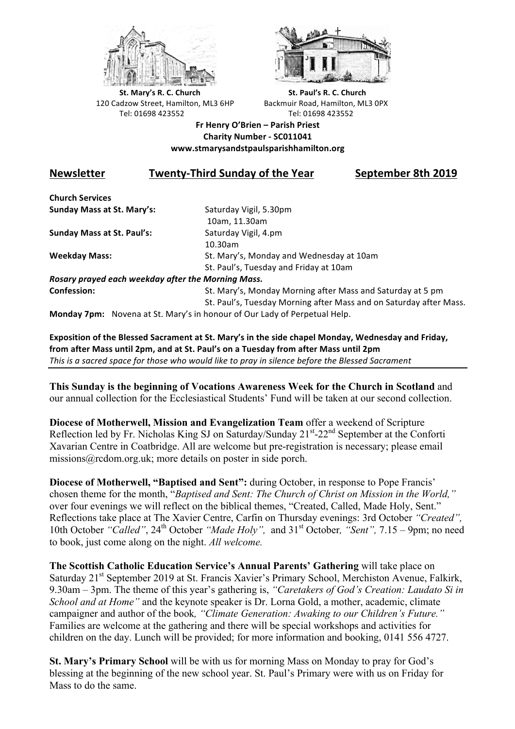St. Mary's R. C. Church
120 Cadzow Street, Hamilton, ML3 6HP
Tel: 01698 423552

St. Paul's R. C. Church
Backmuir Road, Hamilton, ML3 0PX
Tel: 01698 423552

**Fr Henry O'Brien – Parish Priest**
**Charity Number - SC011041**
**www.stmarysandstpaulsparishhamilton.org**

## Newsletter — Twenty-Third Sunday of the Year — September 8th 2019

**Church Services**

| | |
|---|---|
| **Sunday Mass at St. Mary's:** | Saturday Vigil, 5.30pm<br>10am, 11.30am |
| **Sunday Mass at St. Paul's:** | Saturday Vigil, 4.pm<br>10.30am |
| **Weekday Mass:** | St. Mary's, Monday and Wednesday at 10am<br>St. Paul's, Tuesday and Friday at 10am |

***Rosary prayed each weekday after the Morning Mass.***

| | |
|---|---|
| **Confession:** | St. Mary's, Monday Morning after Mass and Saturday at 5 pm<br>St. Paul's, Tuesday Morning after Mass and on Saturday after Mass. |

**Monday 7pm:** Novena at St. Mary's in honour of Our Lady of Perpetual Help.

**Exposition of the Blessed Sacrament at St. Mary's in the side chapel Monday, Wednesday and Friday, from after Mass until 2pm, and at St. Paul's on a Tuesday from after Mass until 2pm**
*This is a sacred space for those who would like to pray in silence before the Blessed Sacrament*

---

**This Sunday is the beginning of Vocations Awareness Week for the Church in Scotland** and our annual collection for the Ecclesiastical Students' Fund will be taken at our second collection.

**Diocese of Motherwell, Mission and Evangelization Team** offer a weekend of Scripture Reflection led by Fr. Nicholas King SJ on Saturday/Sunday 21st-22nd September at the Conforti Xavarian Centre in Coatbridge. All are welcome but pre-registration is necessary; please email missions@rcdom.org.uk; more details on poster in side porch.

**Diocese of Motherwell, "Baptised and Sent":** during October, in response to Pope Francis' chosen theme for the month, "*Baptised and Sent: The Church of Christ on Mission in the World,"* over four evenings we will reflect on the biblical themes, "Created, Called, Made Holy, Sent." Reflections take place at The Xavier Centre, Carfin on Thursday evenings: 3rd October *"Created",* 10th October *"Called"*, 24th October *"Made Holy",* and 31st October*, "Sent",* 7.15 – 9pm; no need to book, just come along on the night. *All welcome.*

**The Scottish Catholic Education Service's Annual Parents' Gathering** will take place on Saturday 21st September 2019 at St. Francis Xavier's Primary School, Merchiston Avenue, Falkirk, 9.30am – 3pm. The theme of this year's gathering is, *"Caretakers of God's Creation: Laudato Si in School and at Home"* and the keynote speaker is Dr. Lorna Gold, a mother, academic, climate campaigner and author of the book*, "Climate Generation: Awaking to our Children's Future."* Families are welcome at the gathering and there will be special workshops and activities for children on the day. Lunch will be provided; for more information and booking, 0141 556 4727.

**St. Mary's Primary School** will be with us for morning Mass on Monday to pray for God's blessing at the beginning of the new school year. St. Paul's Primary were with us on Friday for Mass to do the same.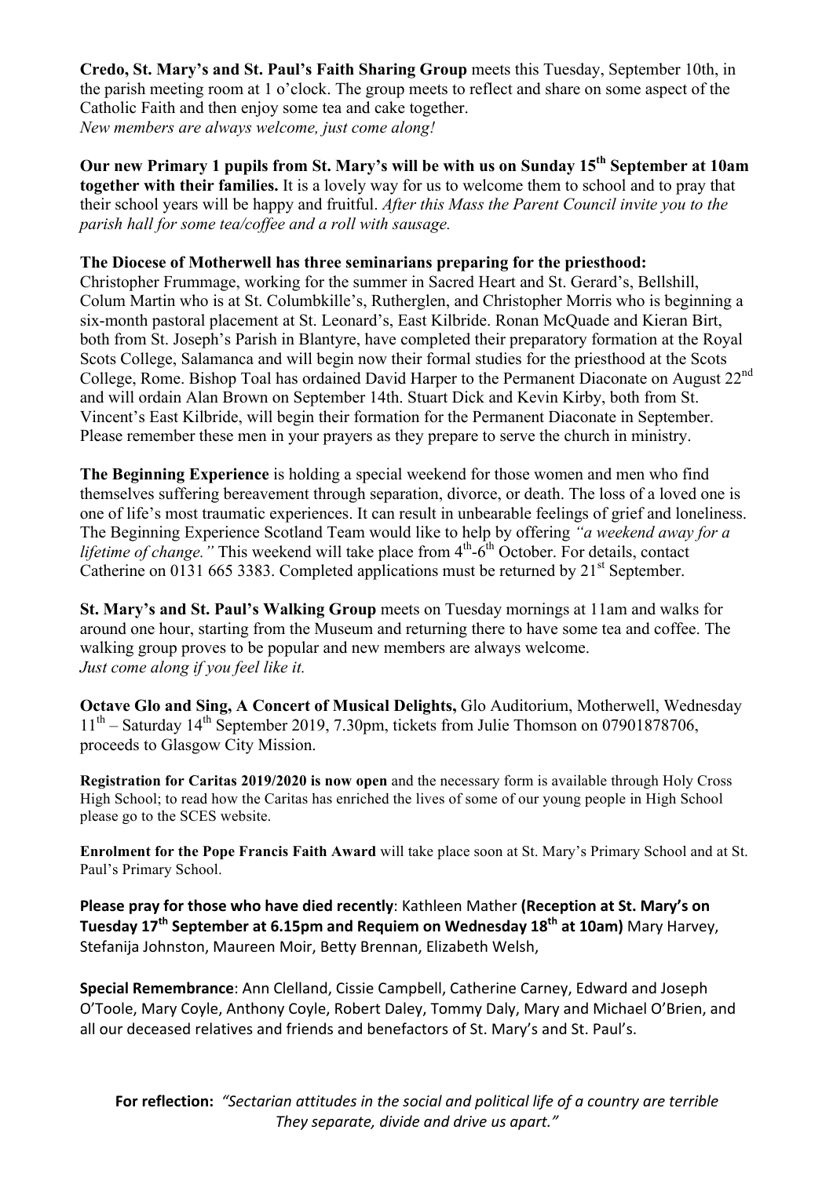**Credo, St. Mary's and St. Paul's Faith Sharing Group** meets this Tuesday, September 10th, in the parish meeting room at 1 o'clock. The group meets to reflect and share on some aspect of the Catholic Faith and then enjoy some tea and cake together.
*New members are always welcome, just come along!*

**Our new Primary 1 pupils from St. Mary's will be with us on Sunday 15th September at 10am together with their families.** It is a lovely way for us to welcome them to school and to pray that their school years will be happy and fruitful. *After this Mass the Parent Council invite you to the parish hall for some tea/coffee and a roll with sausage.*

**The Diocese of Motherwell has three seminarians preparing for the priesthood:**
Christopher Frummage, working for the summer in Sacred Heart and St. Gerard's, Bellshill, Colum Martin who is at St. Columbkille's, Rutherglen, and Christopher Morris who is beginning a six-month pastoral placement at St. Leonard's, East Kilbride. Ronan McQuade and Kieran Birt, both from St. Joseph's Parish in Blantyre, have completed their preparatory formation at the Royal Scots College, Salamanca and will begin now their formal studies for the priesthood at the Scots College, Rome. Bishop Toal has ordained David Harper to the Permanent Diaconate on August 22nd and will ordain Alan Brown on September 14th. Stuart Dick and Kevin Kirby, both from St. Vincent's East Kilbride, will begin their formation for the Permanent Diaconate in September. Please remember these men in your prayers as they prepare to serve the church in ministry.

**The Beginning Experience** is holding a special weekend for those women and men who find themselves suffering bereavement through separation, divorce, or death. The loss of a loved one is one of life's most traumatic experiences. It can result in unbearable feelings of grief and loneliness. The Beginning Experience Scotland Team would like to help by offering *"a weekend away for a lifetime of change."* This weekend will take place from 4th-6th October. For details, contact Catherine on 0131 665 3383. Completed applications must be returned by 21st September.

**St. Mary's and St. Paul's Walking Group** meets on Tuesday mornings at 11am and walks for around one hour, starting from the Museum and returning there to have some tea and coffee. The walking group proves to be popular and new members are always welcome.
*Just come along if you feel like it.*

**Octave Glo and Sing, A Concert of Musical Delights,** Glo Auditorium, Motherwell, Wednesday 11th – Saturday 14th September 2019, 7.30pm, tickets from Julie Thomson on 07901878706, proceeds to Glasgow City Mission.

**Registration for Caritas 2019/2020 is now open** and the necessary form is available through Holy Cross High School; to read how the Caritas has enriched the lives of some of our young people in High School please go to the SCES website.

**Enrolment for the Pope Francis Faith Award** will take place soon at St. Mary's Primary School and at St. Paul's Primary School.

**Please pray for those who have died recently**: Kathleen Mather **(Reception at St. Mary's on Tuesday 17th September at 6.15pm and Requiem on Wednesday 18th at 10am)** Mary Harvey, Stefanija Johnston, Maureen Moir, Betty Brennan, Elizabeth Welsh,

**Special Remembrance**: Ann Clelland, Cissie Campbell, Catherine Carney, Edward and Joseph O'Toole, Mary Coyle, Anthony Coyle, Robert Daley, Tommy Daly, Mary and Michael O'Brien, and all our deceased relatives and friends and benefactors of St. Mary's and St. Paul's.

**For reflection:** *"Sectarian attitudes in the social and political life of a country are terrible They separate, divide and drive us apart."*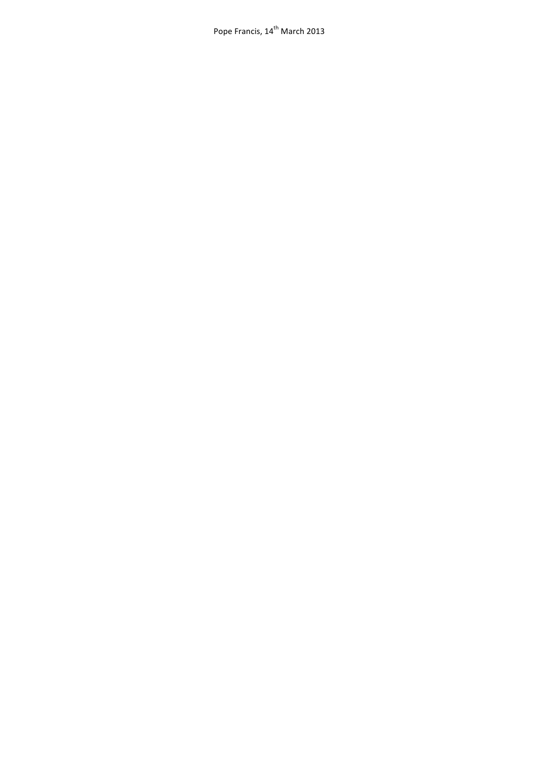Pope Francis, 14th March 2013